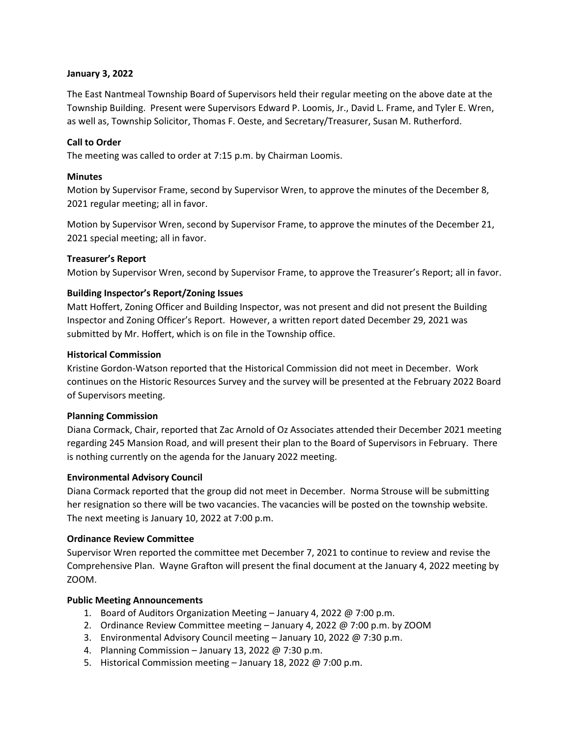**January 3, 2022**

The East Nantmeal Township Board of Supervisors held their regular meeting on the above date at the Township Building. Present were Supervisors Edward P. Loomis, Jr., David L. Frame, and Tyler E. Wren, as well as, Township Solicitor, Thomas F. Oeste, and Secretary/Treasurer, Susan M. Rutherford.

**Call to Order**

The meeting was called to order at 7:15 p.m. by Chairman Loomis.

**Minutes**

Motion by Supervisor Frame, second by Supervisor Wren, to approve the minutes of the December 8, 2021 regular meeting; all in favor.

Motion by Supervisor Wren, second by Supervisor Frame, to approve the minutes of the December 21, 2021 special meeting; all in favor.

**Treasurer's Report**

Motion by Supervisor Wren, second by Supervisor Frame, to approve the Treasurer's Report; all in favor.

**Building Inspector's Report/Zoning Issues**

Matt Hoffert, Zoning Officer and Building Inspector, was not present and did not present the Building Inspector and Zoning Officer's Report. However, a written report dated December 29, 2021 was submitted by Mr. Hoffert, which is on file in the Township office.

**Historical Commission**

Kristine Gordon-Watson reported that the Historical Commission did not meet in December. Work continues on the Historic Resources Survey and the survey will be presented at the February 2022 Board of Supervisors meeting.

**Planning Commission**

Diana Cormack, Chair, reported that Zac Arnold of Oz Associates attended their December 2021 meeting regarding 245 Mansion Road, and will present their plan to the Board of Supervisors in February. There is nothing currently on the agenda for the January 2022 meeting.

**Environmental Advisory Council**

Diana Cormack reported that the group did not meet in December. Norma Strouse will be submitting her resignation so there will be two vacancies. The vacancies will be posted on the township website. The next meeting is January 10, 2022 at 7:00 p.m.

**Ordinance Review Committee**

Supervisor Wren reported the committee met December 7, 2021 to continue to review and revise the Comprehensive Plan. Wayne Grafton will present the final document at the January 4, 2022 meeting by ZOOM.

**Public Meeting Announcements**

1. Board of Auditors Organization Meeting – January 4, 2022 @ 7:00 p.m.
2. Ordinance Review Committee meeting – January 4, 2022 @ 7:00 p.m. by ZOOM
3. Environmental Advisory Council meeting – January 10, 2022 @ 7:30 p.m.
4. Planning Commission – January 13, 2022 @ 7:30 p.m.
5. Historical Commission meeting – January 18, 2022 @ 7:00 p.m.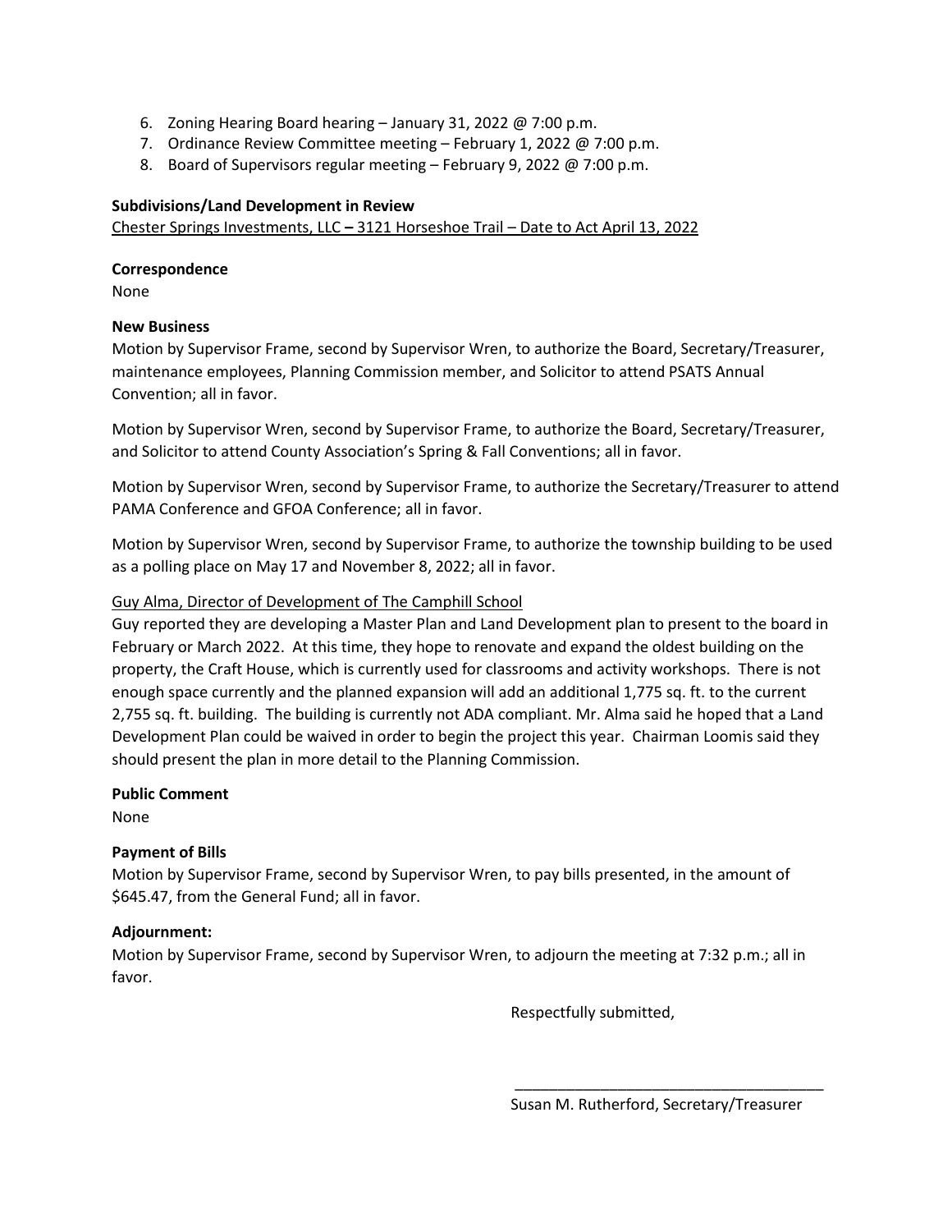6. Zoning Hearing Board hearing – January 31, 2022 @ 7:00 p.m.
7. Ordinance Review Committee meeting – February 1, 2022 @ 7:00 p.m.
8. Board of Supervisors regular meeting – February 9, 2022 @ 7:00 p.m.

**Subdivisions/Land Development in Review**

Chester Springs Investments, LLC **–** 3121 Horseshoe Trail – Date to Act April 13, 2022

**Correspondence**

None

**New Business**

Motion by Supervisor Frame, second by Supervisor Wren, to authorize the Board, Secretary/Treasurer, maintenance employees, Planning Commission member, and Solicitor to attend PSATS Annual Convention; all in favor.

Motion by Supervisor Wren, second by Supervisor Frame, to authorize the Board, Secretary/Treasurer, and Solicitor to attend County Association's Spring & Fall Conventions; all in favor.

Motion by Supervisor Wren, second by Supervisor Frame, to authorize the Secretary/Treasurer to attend PAMA Conference and GFOA Conference; all in favor.

Motion by Supervisor Wren, second by Supervisor Frame, to authorize the township building to be used as a polling place on May 17 and November 8, 2022; all in favor.

Guy Alma, Director of Development of The Camphill School

Guy reported they are developing a Master Plan and Land Development plan to present to the board in February or March 2022. At this time, they hope to renovate and expand the oldest building on the property, the Craft House, which is currently used for classrooms and activity workshops. There is not enough space currently and the planned expansion will add an additional 1,775 sq. ft. to the current 2,755 sq. ft. building. The building is currently not ADA compliant. Mr. Alma said he hoped that a Land Development Plan could be waived in order to begin the project this year. Chairman Loomis said they should present the plan in more detail to the Planning Commission.

**Public Comment**

None

**Payment of Bills**

Motion by Supervisor Frame, second by Supervisor Wren, to pay bills presented, in the amount of $645.47, from the General Fund; all in favor.

**Adjournment:**

Motion by Supervisor Frame, second by Supervisor Wren, to adjourn the meeting at 7:32 p.m.; all in favor.

Respectfully submitted,

\_\_\_\_\_\_\_\_\_\_\_\_\_\_\_\_\_\_\_\_\_\_\_\_\_\_\_\_\_\_\_\_\_\_\_\_\_

Susan M. Rutherford, Secretary/Treasurer